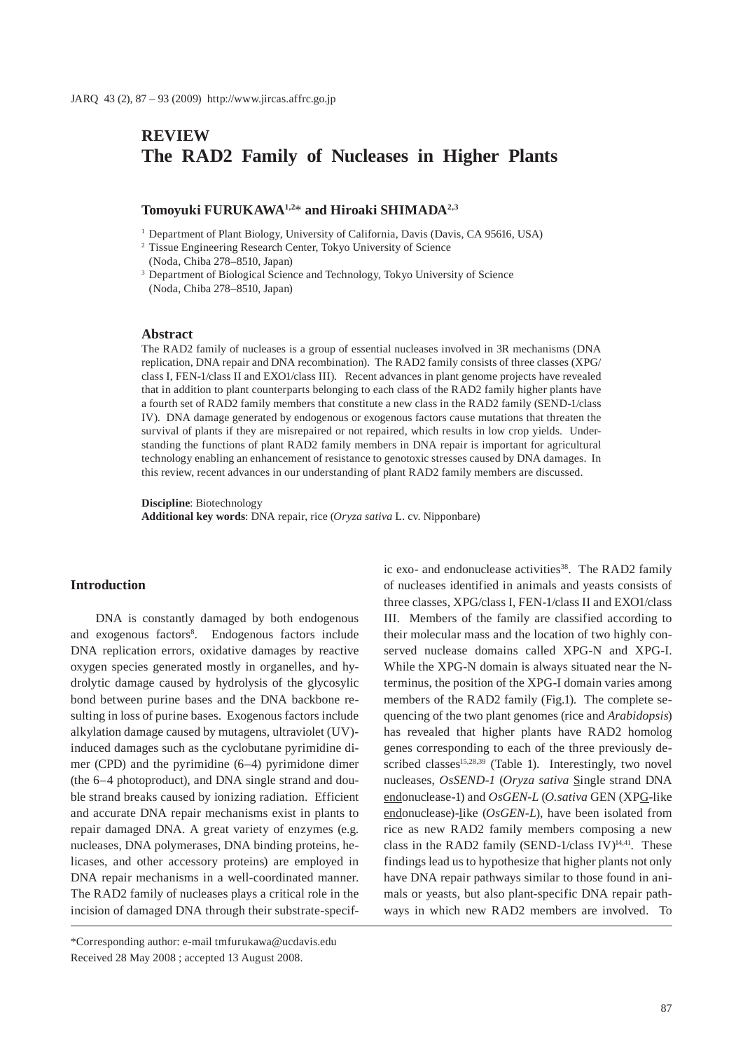# REVIEW
# The RAD2 Family of Nucleases in Higher Plants

**Tomoyuki FURUKAWA[1,2]* and Hiroaki SHIMADA[2,3]**

[1] Department of Plant Biology, University of California, Davis (Davis, CA 95616, USA)

[2] Tissue Engineering Research Center, Tokyo University of Science (Noda, Chiba 278–8510, Japan)

[3] Department of Biological Science and Technology, Tokyo University of Science (Noda, Chiba 278–8510, Japan)

### Abstract

The RAD2 family of nucleases is a group of essential nucleases involved in 3R mechanisms (DNA replication, DNA repair and DNA recombination). The RAD2 family consists of three classes (XPG/class I, FEN-1/class II and EXO1/class III). Recent advances in plant genome projects have revealed that in addition to plant counterparts belonging to each class of the RAD2 family higher plants have a fourth set of RAD2 family members that constitute a new class in the RAD2 family (SEND-1/class IV). DNA damage generated by endogenous or exogenous factors cause mutations that threaten the survival of plants if they are misrepaired or not repaired, which results in low crop yields. Understanding the functions of plant RAD2 family members in DNA repair is important for agricultural technology enabling an enhancement of resistance to genotoxic stresses caused by DNA damages. In this review, recent advances in our understanding of plant RAD2 family members are discussed.

**Discipline**: Biotechnology
**Additional key words**: DNA repair, rice (*Oryza sativa* L. cv. Nipponbare)

## Introduction

DNA is constantly damaged by both endogenous and exogenous factors[8]. Endogenous factors include DNA replication errors, oxidative damages by reactive oxygen species generated mostly in organelles, and hydrolytic damage caused by hydrolysis of the glycosylic bond between purine bases and the DNA backbone resulting in loss of purine bases. Exogenous factors include alkylation damage caused by mutagens, ultraviolet (UV)-induced damages such as the cyclobutane pyrimidine dimer (CPD) and the pyrimidine (6–4) pyrimidone dimer (the 6–4 photoproduct), and DNA single strand and double strand breaks caused by ionizing radiation. Efficient and accurate DNA repair mechanisms exist in plants to repair damaged DNA. A great variety of enzymes (e.g. nucleases, DNA polymerases, DNA binding proteins, helicases, and other accessory proteins) are employed in DNA repair mechanisms in a well-coordinated manner. The RAD2 family of nucleases plays a critical role in the incision of damaged DNA through their substrate-specific exo- and endonuclease activities[38]. The RAD2 family of nucleases identified in animals and yeasts consists of three classes, XPG/class I, FEN-1/class II and EXO1/class III. Members of the family are classified according to their molecular mass and the location of two highly conserved nuclease domains called XPG-N and XPG-I. While the XPG-N domain is always situated near the N-terminus, the position of the XPG-I domain varies among members of the RAD2 family (Fig.1). The complete sequencing of the two plant genomes (rice and *Arabidopsis*) has revealed that higher plants have RAD2 homolog genes corresponding to each of the three previously described classes[15,28,39] (Table 1). Interestingly, two novel nucleases, *OsSEND-1* (*Oryza sativa* Single strand DNA endonuclease-1) and *OsGEN-L* (*O.sativa* GEN (XPG-like endonuclease)-like (*OsGEN-L*), have been isolated from rice as new RAD2 family members composing a new class in the RAD2 family (SEND-1/class IV)[14,41]. These findings lead us to hypothesize that higher plants not only have DNA repair pathways similar to those found in animals or yeasts, but also plant-specific DNA repair pathways in which new RAD2 members are involved. To

*Corresponding author: e-mail tmfurukawa@ucdavis.edu
Received 28 May 2008 ; accepted 13 August 2008.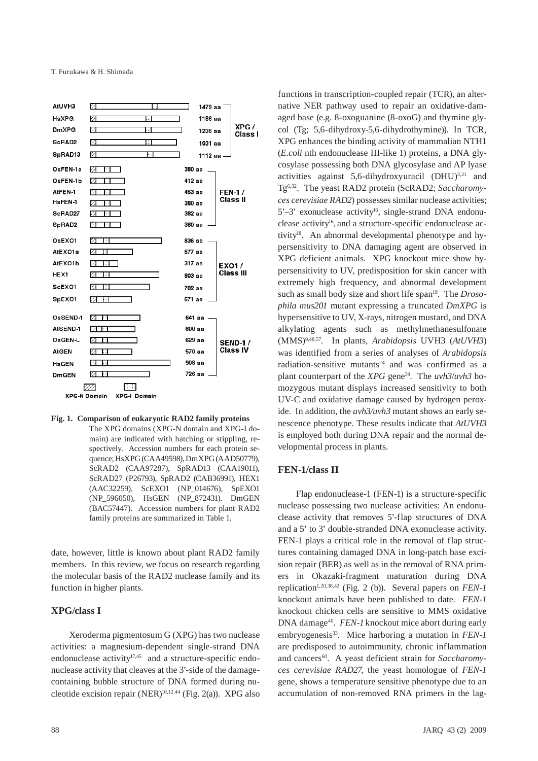| Protein | Length | Class |
|---|---|---|
| AtUVH3 | 1479 aa | XPG / Class I |
| HsXPG | 1186 aa | XPG / Class I |
| DmXPG | 1236 aa | XPG / Class I |
| ScRAD2 | 1031 aa | XPG / Class I |
| SpRAD13 | 1112 aa | XPG / Class I |
| OsFEN-1a | 380 aa | FEN-1 / Class II |
| OsFEN-1b | 412 aa | FEN-1 / Class II |
| AtFEN-1 | 453 aa | FEN-1 / Class II |
| HsFEN-1 | 380 aa | FEN-1 / Class II |
| ScRAD27 | 382 aa | FEN-1 / Class II |
| SpRAD2 | 380 aa | FEN-1 / Class II |
| OsEXO1 | 836 aa | EXO1 / Class III |
| AtEXO1a | 577 aa | EXO1 / Class III |
| AtEXO1b | 317 aa | EXO1 / Class III |
| HEX1 | 803 aa | EXO1 / Class III |
| ScEXO1 | 702 aa | EXO1 / Class III |
| SpEXO1 | 571 aa | EXO1 / Class III |
| OsSEND-1 | 641 aa | SEND-1 / Class IV |
| AtSEND-1 | 600 aa | SEND-1 / Class IV |
| OsGEN-L | 629 aa | SEND-1 / Class IV |
| AtGEN | 570 aa | SEND-1 / Class IV |
| HsGEN | 908 aa | SEND-1 / Class IV |
| DmGEN | 726 aa | SEND-1 / Class IV |

XPG-N Domain XPG-I Domain

**Fig. 1. Comparison of eukaryotic RAD2 family proteins**
The XPG domains (XPG-N domain and XPG-I domain) are indicated with hatching or stippling, respectively. Accession numbers for each protein sequence; HsXPG (CAA49598), DmXPG (AAD50779), ScRAD2 (CAA97287), SpRAD13 (CAA19011), ScRAD27 (P26793), SpRAD2 (CAB36991), HEX1 (AAC32259), ScEXO1 (NP_014676), SpEXO1 (NP_596050), HsGEN (NP_872431). DmGEN (BAC57447). Accession numbers for plant RAD2 family proteins are summarized in Table 1.

date, however, little is known about plant RAD2 family members. In this review, we focus on research regarding the molecular basis of the RAD2 nuclease family and its function in higher plants.

## XPG/class I

Xeroderma pigmentosum G (XPG) has two nuclease activities: a magnesium-dependent single-strand DNA endonuclease activity[17,45] and a structure-specific endonuclease activity that cleaves at the 3'-side of the damage-containing bubble structure of DNA formed during nucleotide excision repair (NER)[10,12,44] (Fig. 2(a)). XPG also functions in transcription-coupled repair (TCR), an alternative NER pathway used to repair an oxidative-damaged base (e.g. 8-oxoguanine (8-oxoG) and thymine glycol (Tg; 5,6-dihydroxy-5,6-dihydrothymine)). In TCR, XPG enhances the binding activity of mammalian NTH1 (*E.coli* nth endonuclease III-like 1) proteins, a DNA glycosylase possessing both DNA glycosylase and AP lyase activities against 5,6-dihydroxyuracil (DHU)[3,21] and Tg[6,32]. The yeast RAD2 protein (ScRAD2; *Saccharomyces cerevisiae RAD2*) possesses similar nuclease activities; 5'–3' exonuclease activity[16], single-strand DNA endonuclease activity[16], and a structure-specific endonuclease activity[18]. An abnormal developmental phenotype and hypersensitivity to DNA damaging agent are observed in XPG deficient animals. XPG knockout mice show hypersensitivity to UV, predisposition for skin cancer with extremely high frequency, and abnormal development such as small body size and short life span[19]. The *Drosophila mus201* mutant expressing a truncated *DmXPG* is hypersensitive to UV, X-rays, nitrogen mustard, and DNA alkylating agents such as methylmethanesulfonate (MMS)[9,48,57]. In plants, *Arabidopsis* UVH3 (*AtUVH3*) was identified from a series of analyses of *Arabidopsis* radiation-sensitive mutants[24] and was confirmed as a plant counterpart of the *XPG* gene[39]. The *uvh3*/*uvh3* homozygous mutant displays increased sensitivity to both UV-C and oxidative damage caused by hydrogen peroxide. In addition, the *uvh3/uvh3* mutant shows an early senescence phenotype. These results indicate that *AtUVH3* is employed both during DNA repair and the normal developmental process in plants.

## FEN-1/class II

Flap endonuclease-1 (FEN-1) is a structure-specific nuclease possessing two nuclease activities: An endonuclease activity that removes 5'-flap structures of DNA and a 5' to 3' double-stranded DNA exonuclease activity. FEN-1 plays a critical role in the removal of flap structures containing damaged DNA in long-patch base excision repair (BER) as well as in the removal of RNA primers in Okazaki-fragment maturation during DNA replication[1,20,38,42] (Fig. 2 (b)). Several papers on *FEN-1* knockout animals have been published to date. *FEN-1* knockout chicken cells are sensitive to MMS oxidative DNA damage[40]. *FEN-1* knockout mice abort during early embryogenesis[33]. Mice harboring a mutation in *FEN-1* are predisposed to autoimmunity, chronic inflammation and cancers[60]. A yeast deficient strain for *Saccharomyces cerevisiae RAD27*, the yeast homologue of *FEN-1* gene, shows a temperature sensitive phenotype due to an accumulation of non-removed RNA primers in the lag-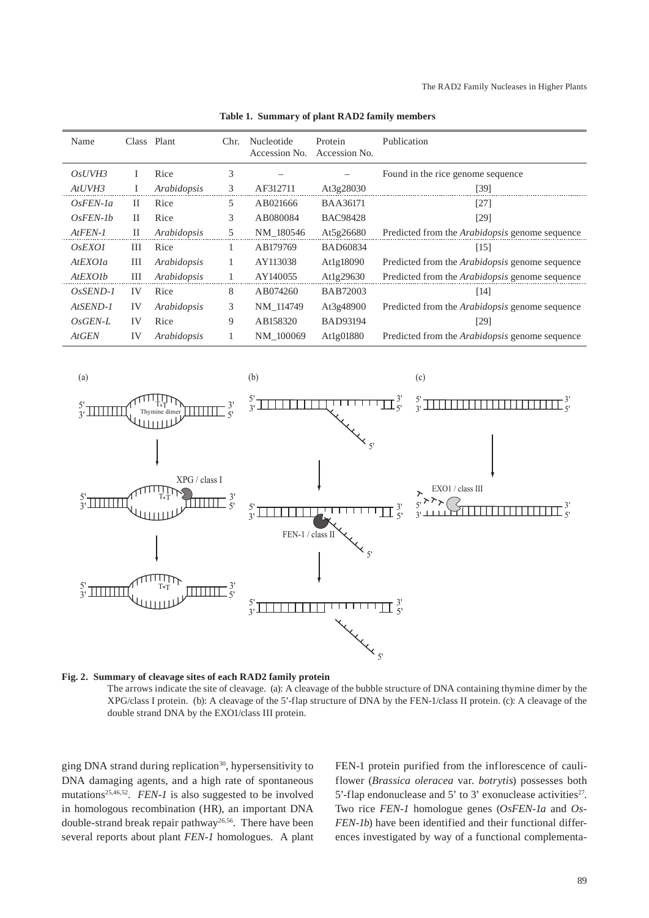**Table 1. Summary of plant RAD2 family members**

| Name | Class | Plant | Chr. | Nucleotide Accession No. | Protein Accession No. | Publication |
|---|---|---|---|---|---|---|
| *OsUVH3* | I | Rice | 3 | – | – | Found in the rice genome sequence |
| *AtUVH3* | I | *Arabidopsis* | 3 | AF312711 | At3g28030 | [39] |
| *OsFEN-1a* | II | Rice | 5 | AB021666 | BAA36171 | [27] |
| *OsFEN-1b* | II | Rice | 3 | AB080084 | BAC98428 | [29] |
| *AtFEN-1* | II | *Arabidopsis* | 5 | NM_180546 | At5g26680 | Predicted from the *Arabidopsis* genome sequence |
| *OsEXO1* | III | Rice | 1 | AB179769 | BAD60834 | [15] |
| *AtEXO1a* | III | *Arabidopsis* | 1 | AY113038 | At1g18090 | Predicted from the *Arabidopsis* genome sequence |
| *AtEXO1b* | III | *Arabidopsis* | 1 | AY140055 | At1g29630 | Predicted from the *Arabidopsis* genome sequence |
| *OsSEND-1* | IV | Rice | 8 | AB074260 | BAB72003 | [14] |
| *AtSEND-1* | IV | *Arabidopsis* | 3 | NM_114749 | At3g48900 | Predicted from the *Arabidopsis* genome sequence |
| *OsGEN-L* | IV | Rice | 9 | AB158320 | BAD93194 | [29] |
| *AtGEN* | IV | *Arabidopsis* | 1 | NM_100069 | At1g01880 | Predicted from the *Arabidopsis* genome sequence |

**Fig. 2. Summary of cleavage sites of each RAD2 family protein**

The arrows indicate the site of cleavage. (a): A cleavage of the bubble structure of DNA containing thymine dimer by the XPG/class I protein. (b): A cleavage of the 5'-flap structure of DNA by the FEN-1/class II protein. (c): A cleavage of the double strand DNA by the EXO1/class III protein.

ging DNA strand during replication[30], hypersensitivity to DNA damaging agents, and a high rate of spontaneous mutations[25,46,52]. *FEN-1* is also suggested to be involved in homologous recombination (HR), an important DNA double-strand break repair pathway[26,56]. There have been several reports about plant *FEN-1* homologues. A plant FEN-1 protein purified from the inflorescence of cauliflower (*Brassica oleracea* var. *botrytis*) possesses both 5'-flap endonuclease and 5' to 3' exonuclease activities[27]. Two rice *FEN-1* homologue genes (*OsFEN-1a* and *OsFEN-1b*) have been identified and their functional differences investigated by way of a functional complementa-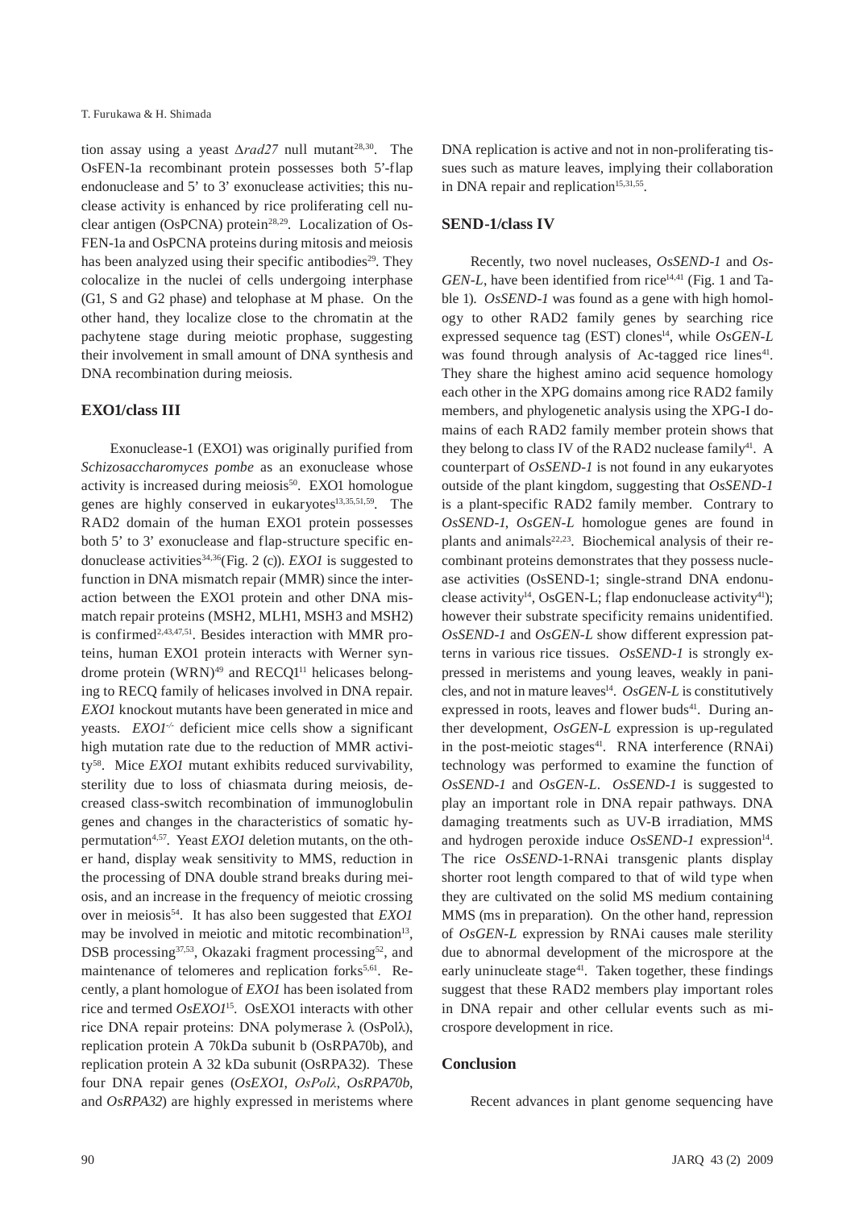tion assay using a yeast Δ*rad27* null mutant[28,30]. The OsFEN-1a recombinant protein possesses both 5'-flap endonuclease and 5' to 3' exonuclease activities; this nuclease activity is enhanced by rice proliferating cell nuclear antigen (OsPCNA) protein[28,29]. Localization of OsFEN-1a and OsPCNA proteins during mitosis and meiosis has been analyzed using their specific antibodies[29]. They colocalize in the nuclei of cells undergoing interphase (G1, S and G2 phase) and telophase at M phase. On the other hand, they localize close to the chromatin at the pachytene stage during meiotic prophase, suggesting their involvement in small amount of DNA synthesis and DNA recombination during meiosis.

## EXO1/class III

Exonuclease-1 (EXO1) was originally purified from *Schizosaccharomyces pombe* as an exonuclease whose activity is increased during meiosis[50]. EXO1 homologue genes are highly conserved in eukaryotes[13,35,51,59]. The RAD2 domain of the human EXO1 protein possesses both 5' to 3' exonuclease and flap-structure specific endonuclease activities[34,36](Fig. 2 (c)). *EXO1* is suggested to function in DNA mismatch repair (MMR) since the interaction between the EXO1 protein and other DNA mismatch repair proteins (MSH2, MLH1, MSH3 and MSH2) is confirmed[2,43,47,51]. Besides interaction with MMR proteins, human EXO1 protein interacts with Werner syndrome protein (WRN)[49] and RECQ1[11] helicases belonging to RECQ family of helicases involved in DNA repair. *EXO1* knockout mutants have been generated in mice and yeasts. *EXO1*$^{-/-}$ deficient mice cells show a significant high mutation rate due to the reduction of MMR activity[58]. Mice *EXO1* mutant exhibits reduced survivability, sterility due to loss of chiasmata during meiosis, decreased class-switch recombination of immunoglobulin genes and changes in the characteristics of somatic hypermutation[4,57]. Yeast *EXO1* deletion mutants, on the other hand, display weak sensitivity to MMS, reduction in the processing of DNA double strand breaks during meiosis, and an increase in the frequency of meiotic crossing over in meiosis[54]. It has also been suggested that *EXO1* may be involved in meiotic and mitotic recombination[13], DSB processing[37,53], Okazaki fragment processing[52], and maintenance of telomeres and replication forks[5,61]. Recently, a plant homologue of *EXO1* has been isolated from rice and termed *OsEXO1*[15]. OsEXO1 interacts with other rice DNA repair proteins: DNA polymerase λ (OsPolλ), replication protein A 70kDa subunit b (OsRPA70b), and replication protein A 32 kDa subunit (OsRPA32). These four DNA repair genes (*OsEXO1*, *OsPolλ*, *OsRPA70b*, and *OsRPA32*) are highly expressed in meristems where DNA replication is active and not in non-proliferating tissues such as mature leaves, implying their collaboration in DNA repair and replication[15,31,55].

## SEND-1/class IV

Recently, two novel nucleases, *OsSEND-1* and *OsGEN-L*, have been identified from rice[14,41] (Fig. 1 and Table 1). *OsSEND-1* was found as a gene with high homology to other RAD2 family genes by searching rice expressed sequence tag (EST) clones[14], while *OsGEN-L* was found through analysis of Ac-tagged rice lines[41]. They share the highest amino acid sequence homology each other in the XPG domains among rice RAD2 family members, and phylogenetic analysis using the XPG-I domains of each RAD2 family member protein shows that they belong to class IV of the RAD2 nuclease family[41]. A counterpart of *OsSEND-1* is not found in any eukaryotes outside of the plant kingdom, suggesting that *OsSEND-1* is a plant-specific RAD2 family member. Contrary to *OsSEND-1*, *OsGEN-L* homologue genes are found in plants and animals[22,23]. Biochemical analysis of their recombinant proteins demonstrates that they possess nuclease activities (OsSEND-1; single-strand DNA endonuclease activity[14], OsGEN-L; flap endonuclease activity[41]); however their substrate specificity remains unidentified. *OsSEND-1* and *OsGEN-L* show different expression patterns in various rice tissues. *OsSEND-1* is strongly expressed in meristems and young leaves, weakly in panicles, and not in mature leaves[14]. *OsGEN-L* is constitutively expressed in roots, leaves and flower buds[41]. During anther development, *OsGEN-L* expression is up-regulated in the post-meiotic stages[41]. RNA interference (RNAi) technology was performed to examine the function of *OsSEND-1* and *OsGEN-L*. *OsSEND-1* is suggested to play an important role in DNA repair pathways. DNA damaging treatments such as UV-B irradiation, MMS and hydrogen peroxide induce *OsSEND-1* expression[14]. The rice *OsSEND*-1-RNAi transgenic plants display shorter root length compared to that of wild type when they are cultivated on the solid MS medium containing MMS (ms in preparation). On the other hand, repression of *OsGEN-L* expression by RNAi causes male sterility due to abnormal development of the microspore at the early uninucleate stage[41]. Taken together, these findings suggest that these RAD2 members play important roles in DNA repair and other cellular events such as microspore development in rice.

## Conclusion

Recent advances in plant genome sequencing have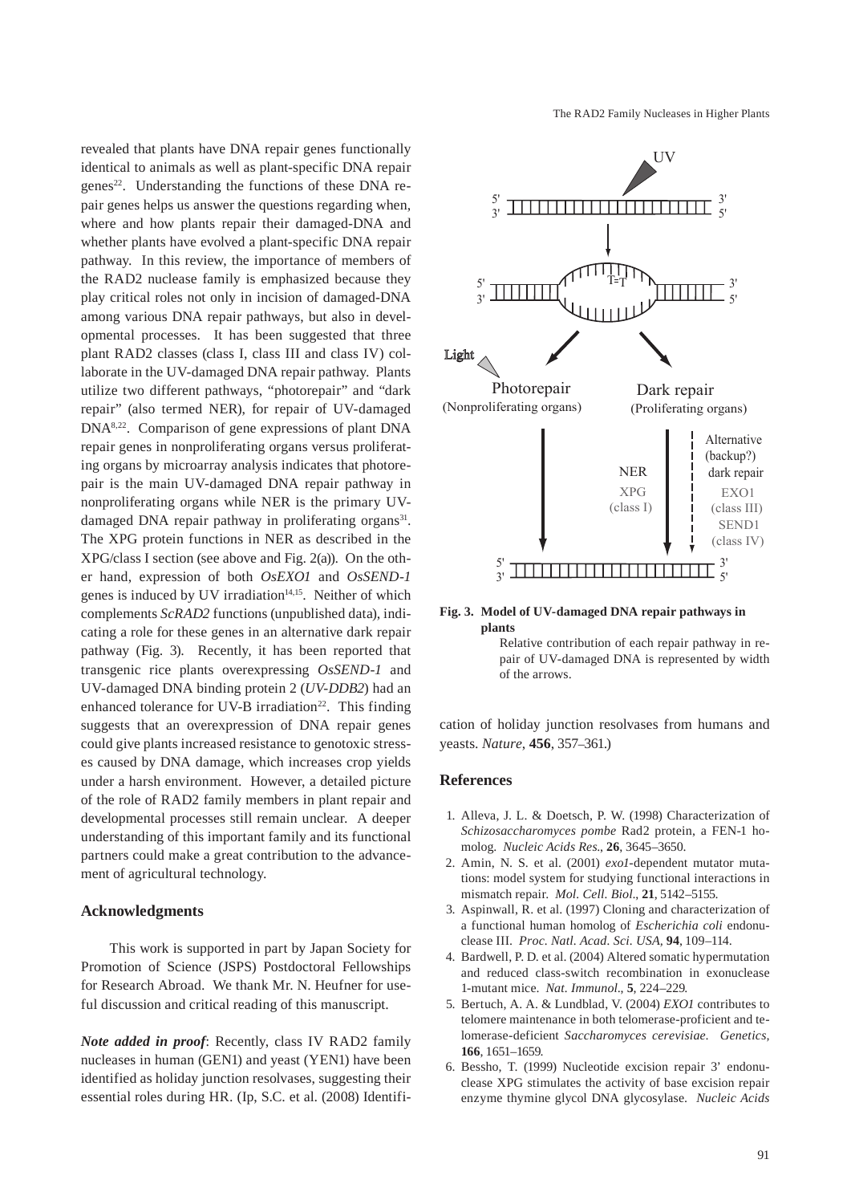revealed that plants have DNA repair genes functionally identical to animals as well as plant-specific DNA repair genes[22]. Understanding the functions of these DNA repair genes helps us answer the questions regarding when, where and how plants repair their damaged-DNA and whether plants have evolved a plant-specific DNA repair pathway. In this review, the importance of members of the RAD2 nuclease family is emphasized because they play critical roles not only in incision of damaged-DNA among various DNA repair pathways, but also in developmental processes. It has been suggested that three plant RAD2 classes (class I, class III and class IV) collaborate in the UV-damaged DNA repair pathway. Plants utilize two different pathways, "photorepair" and "dark repair" (also termed NER), for repair of UV-damaged DNA[8,22]. Comparison of gene expressions of plant DNA repair genes in nonproliferating organs versus proliferating organs by microarray analysis indicates that photorepair is the main UV-damaged DNA repair pathway in nonproliferating organs while NER is the primary UV-damaged DNA repair pathway in proliferating organs[31]. The XPG protein functions in NER as described in the XPG/class I section (see above and Fig. 2(a)). On the other hand, expression of both *OsEXO1* and *OsSEND-1* genes is induced by UV irradiation[14,15]. Neither of which complements *ScRAD2* functions (unpublished data), indicating a role for these genes in an alternative dark repair pathway (Fig. 3). Recently, it has been reported that transgenic rice plants overexpressing *OsSEND-1* and UV-damaged DNA binding protein 2 (*UV-DDB2*) had an enhanced tolerance for UV-B irradiation[22]. This finding suggests that an overexpression of DNA repair genes could give plants increased resistance to genotoxic stresses caused by DNA damage, which increases crop yields under a harsh environment. However, a detailed picture of the role of RAD2 family members in plant repair and developmental processes still remain unclear. A deeper understanding of this important family and its functional partners could make a great contribution to the advancement of agricultural technology.

**Fig. 3. Model of UV-damaged DNA repair pathways in plants**

Relative contribution of each repair pathway in repair of UV-damaged DNA is represented by width of the arrows.

## Acknowledgments

This work is supported in part by Japan Society for Promotion of Science (JSPS) Postdoctoral Fellowships for Research Abroad. We thank Mr. N. Heufner for useful discussion and critical reading of this manuscript.

***Note added in proof***: Recently, class IV RAD2 family nucleases in human (GEN1) and yeast (YEN1) have been identified as holiday junction resolvases, suggesting their essential roles during HR. (Ip, S.C. et al. (2008) Identification of holiday junction resolvases from humans and yeasts. *Nature*, **456**, 357–361.)

## References

1. Alleva, J. L. & Doetsch, P. W. (1998) Characterization of *Schizosaccharomyces pombe* Rad2 protein, a FEN-1 homolog. *Nucleic Acids Res.*, **26**, 3645–3650.
2. Amin, N. S. et al. (2001) *exo1*-dependent mutator mutations: model system for studying functional interactions in mismatch repair. *Mol. Cell. Biol.*, **21**, 5142–5155.
3. Aspinwall, R. et al. (1997) Cloning and characterization of a functional human homolog of *Escherichia coli* endonuclease III. *Proc. Natl. Acad. Sci. USA*, **94**, 109–114.
4. Bardwell, P. D. et al. (2004) Altered somatic hypermutation and reduced class-switch recombination in exonuclease 1-mutant mice. *Nat. Immunol.*, **5**, 224–229.
5. Bertuch, A. A. & Lundblad, V. (2004) *EXO1* contributes to telomere maintenance in both telomerase-proficient and telomerase-deficient *Saccharomyces cerevisiae*. *Genetics*, **166**, 1651–1659.
6. Bessho, T. (1999) Nucleotide excision repair 3' endonuclease XPG stimulates the activity of base excision repair enzyme thymine glycol DNA glycosylase. *Nucleic Acids*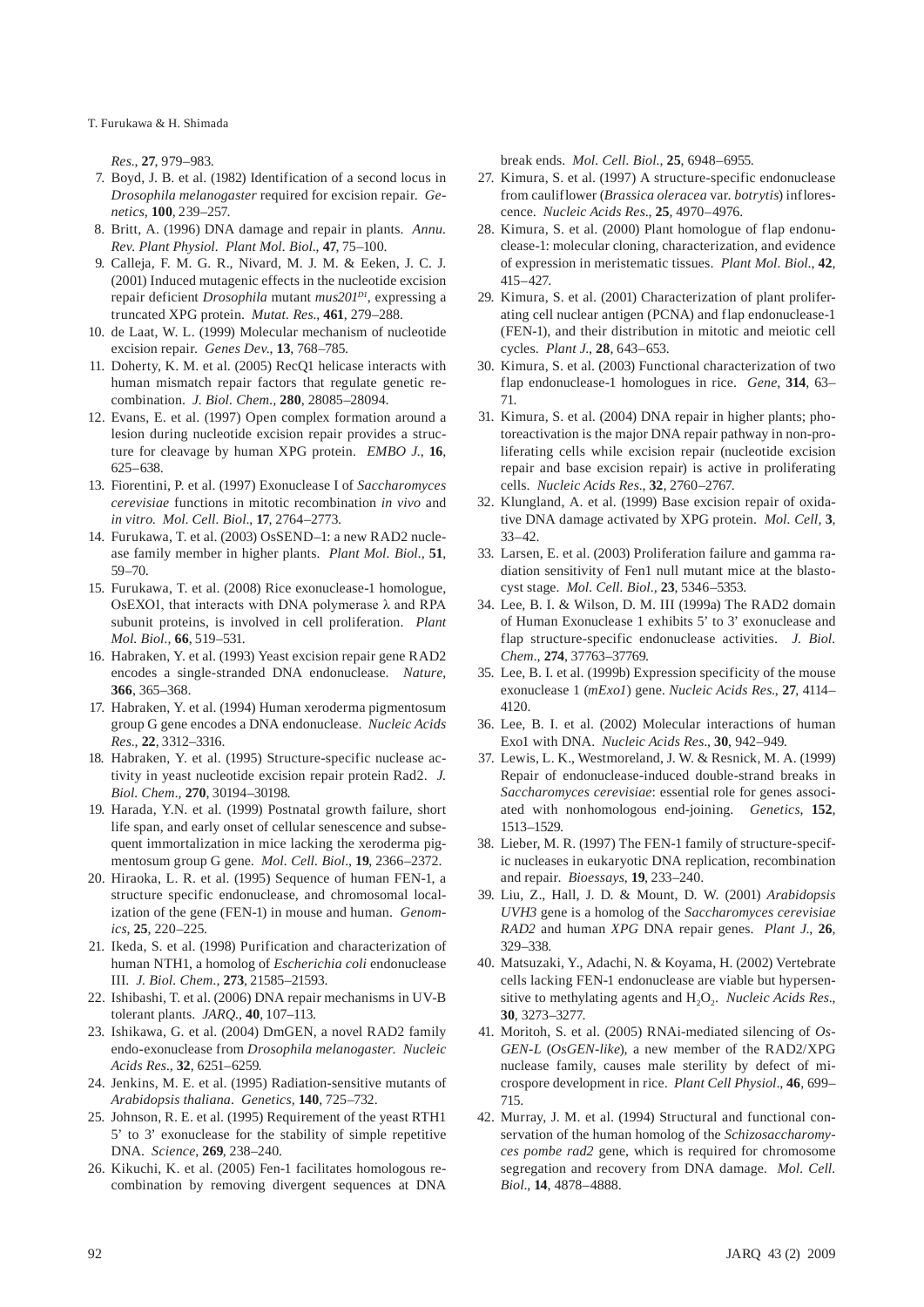*Res.*, **27**, 979–983.

7. Boyd, J. B. et al. (1982) Identification of a second locus in *Drosophila melanogaster* required for excision repair. *Genetics*, **100**, 239–257.
8. Britt, A. (1996) DNA damage and repair in plants. *Annu. Rev. Plant Physiol. Plant Mol. Biol*., **47**, 75–100.
9. Calleja, F. M. G. R., Nivard, M. J. M. & Eeken, J. C. J. (2001) Induced mutagenic effects in the nucleotide excision repair deficient *Drosophila* mutant *mus201*$^{D1}$, expressing a truncated XPG protein. *Mutat. Res*., **461**, 279–288.
10. de Laat, W. L. (1999) Molecular mechanism of nucleotide excision repair. *Genes Dev*., **13**, 768–785.
11. Doherty, K. M. et al. (2005) RecQ1 helicase interacts with human mismatch repair factors that regulate genetic recombination. *J. Biol. Chem.*, **280**, 28085–28094.
12. Evans, E. et al. (1997) Open complex formation around a lesion during nucleotide excision repair provides a structure for cleavage by human XPG protein. *EMBO J.*, **16**, 625–638.
13. Fiorentini, P. et al. (1997) Exonuclease I of *Saccharomyces cerevisiae* functions in mitotic recombination *in vivo* and *in vitro*. *Mol. Cell. Biol*., **17**, 2764–2773.
14. Furukawa, T. et al. (2003) OsSEND–1: a new RAD2 nuclease family member in higher plants. *Plant Mol. Biol.*, **51**, 59–70.
15. Furukawa, T. et al. (2008) Rice exonuclease-1 homologue, OsEXO1, that interacts with DNA polymerase λ and RPA subunit proteins, is involved in cell proliferation. *Plant Mol. Biol.*, **66**, 519–531.
16. Habraken, Y. et al. (1993) Yeast excision repair gene RAD2 encodes a single-stranded DNA endonuclease. *Nature*, **366**, 365–368.
17. Habraken, Y. et al. (1994) Human xeroderma pigmentosum group G gene encodes a DNA endonuclease. *Nucleic Acids Res*., **22**, 3312–3316.
18. Habraken, Y. et al. (1995) Structure-specific nuclease activity in yeast nucleotide excision repair protein Rad2. *J. Biol. Chem*., **270**, 30194–30198.
19. Harada, Y.N. et al. (1999) Postnatal growth failure, short life span, and early onset of cellular senescence and subsequent immortalization in mice lacking the xeroderma pigmentosum group G gene. *Mol. Cell. Biol*., **19**, 2366–2372.
20. Hiraoka, L. R. et al. (1995) Sequence of human FEN-1, a structure specific endonuclease, and chromosomal localization of the gene (FEN-1) in mouse and human. *Genomics*, **25**, 220–225.
21. Ikeda, S. et al. (1998) Purification and characterization of human NTH1, a homolog of *Escherichia coli* endonuclease III. *J. Biol. Chem*., **273**, 21585–21593.
22. Ishibashi, T. et al. (2006) DNA repair mechanisms in UV-B tolerant plants. *JARQ*., **40**, 107–113.
23. Ishikawa, G. et al. (2004) DmGEN, a novel RAD2 family endo-exonuclease from *Drosophila melanogaster. Nucleic Acids Res*., **32**, 6251–6259.
24. Jenkins, M. E. et al. (1995) Radiation-sensitive mutants of *Arabidopsis thaliana*. *Genetics*, **140**, 725–732.
25. Johnson, R. E. et al. (1995) Requirement of the yeast RTH1 5' to 3' exonuclease for the stability of simple repetitive DNA. *Science*, **269**, 238–240.
26. Kikuchi, K. et al. (2005) Fen-1 facilitates homologous recombination by removing divergent sequences at DNA break ends. *Mol. Cell. Biol.*, **25**, 6948–6955.
27. Kimura, S. et al. (1997) A structure-specific endonuclease from cauliflower (*Brassica oleracea* var. *botrytis*) inflorescence. *Nucleic Acids Res*., **25**, 4970–4976.
28. Kimura, S. et al. (2000) Plant homologue of flap endonuclease-1: molecular cloning, characterization, and evidence of expression in meristematic tissues. *Plant Mol. Biol*., **42**, 415–427.
29. Kimura, S. et al. (2001) Characterization of plant proliferating cell nuclear antigen (PCNA) and flap endonuclease-1 (FEN-1), and their distribution in mitotic and meiotic cell cycles. *Plant J*., **28**, 643–653.
30. Kimura, S. et al. (2003) Functional characterization of two flap endonuclease-1 homologues in rice. *Gene*, **314**, 63–71.
31. Kimura, S. et al. (2004) DNA repair in higher plants; photoreactivation is the major DNA repair pathway in non-proliferating cells while excision repair (nucleotide excision repair and base excision repair) is active in proliferating cells. *Nucleic Acids Res*., **32**, 2760–2767.
32. Klungland, A. et al. (1999) Base excision repair of oxidative DNA damage activated by XPG protein. *Mol. Cell*, **3**, 33–42.
33. Larsen, E. et al. (2003) Proliferation failure and gamma radiation sensitivity of Fen1 null mutant mice at the blastocyst stage. *Mol. Cell. Biol*., **23**, 5346–5353.
34. Lee, B. I. & Wilson, D. M. III (1999a) The RAD2 domain of Human Exonuclease 1 exhibits 5' to 3' exonuclease and flap structure-specific endonuclease activities. *J. Biol. Chem*., **274**, 37763–37769.
35. Lee, B. I. et al. (1999b) Expression specificity of the mouse exonuclease 1 (*mExo1*) gene. *Nucleic Acids Res*., **27**, 4114–4120.
36. Lee, B. I. et al. (2002) Molecular interactions of human Exo1 with DNA. *Nucleic Acids Res*., **30**, 942–949.
37. Lewis, L. K., Westmoreland, J. W. & Resnick, M. A. (1999) Repair of endonuclease-induced double-strand breaks in *Saccharomyces cerevisiae*: essential role for genes associated with nonhomologous end-joining. *Genetics*, **152**, 1513–1529.
38. Lieber, M. R. (1997) The FEN-1 family of structure-specific nucleases in eukaryotic DNA replication, recombination and repair. *Bioessays*, **19**, 233–240.
39. Liu, Z., Hall, J. D. & Mount, D. W. (2001) *Arabidopsis UVH3* gene is a homolog of the *Saccharomyces cerevisiae RAD2* and human *XPG* DNA repair genes. *Plant J*., **26**, 329–338.
40. Matsuzaki, Y., Adachi, N. & Koyama, H. (2002) Vertebrate cells lacking FEN-1 endonuclease are viable but hypersensitive to methylating agents and $H_2O_2$. *Nucleic Acids Res*., **30**, 3273–3277.
41. Moritoh, S. et al. (2005) RNAi-mediated silencing of *OsGEN-L* (*OsGEN-like*), a new member of the RAD2/XPG nuclease family, causes male sterility by defect of microspore development in rice. *Plant Cell Physiol*., **46**, 699–715.
42. Murray, J. M. et al. (1994) Structural and functional conservation of the human homolog of the *Schizosaccharomyces pombe rad2* gene, which is required for chromosome segregation and recovery from DNA damage. *Mol. Cell. Biol*., **14**, 4878–4888.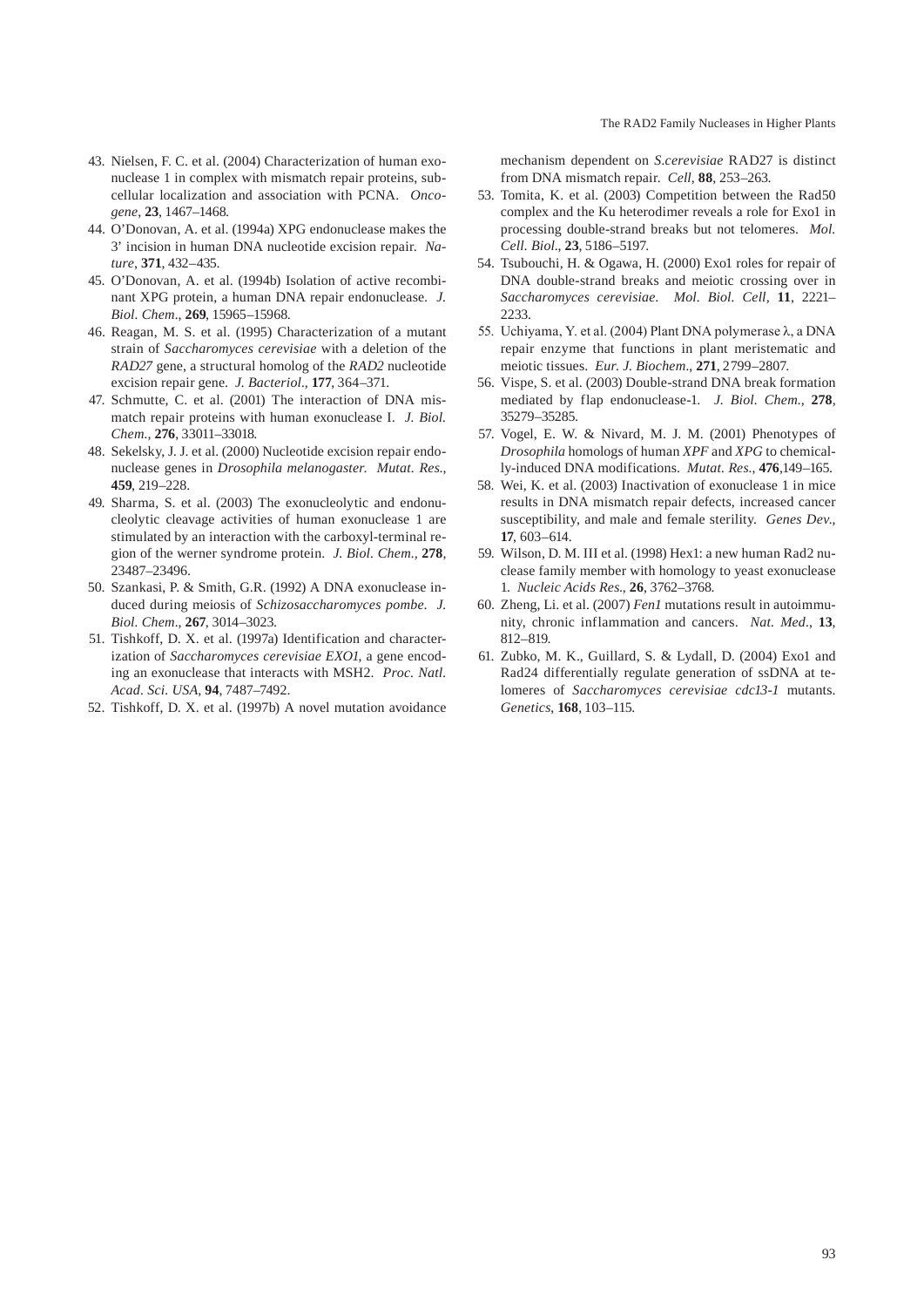43. Nielsen, F. C. et al. (2004) Characterization of human exonuclease 1 in complex with mismatch repair proteins, subcellular localization and association with PCNA. *Oncogene*, **23**, 1467–1468.
44. O'Donovan, A. et al. (1994a) XPG endonuclease makes the 3' incision in human DNA nucleotide excision repair. *Nature*, **371**, 432–435.
45. O'Donovan, A. et al. (1994b) Isolation of active recombinant XPG protein, a human DNA repair endonuclease. *J. Biol. Chem.*, **269**, 15965–15968.
46. Reagan, M. S. et al. (1995) Characterization of a mutant strain of *Saccharomyces cerevisiae* with a deletion of the *RAD27* gene, a structural homolog of the *RAD2* nucleotide excision repair gene. *J. Bacteriol.*, **177**, 364–371.
47. Schmutte, C. et al. (2001) The interaction of DNA mismatch repair proteins with human exonuclease I. *J. Biol. Chem.*, **276**, 33011–33018.
48. Sekelsky, J. J. et al. (2000) Nucleotide excision repair endonuclease genes in *Drosophila melanogaster*. *Mutat. Res.*, **459**, 219–228.
49. Sharma, S. et al. (2003) The exonucleolytic and endonucleolytic cleavage activities of human exonuclease 1 are stimulated by an interaction with the carboxyl-terminal region of the werner syndrome protein. *J. Biol. Chem.*, **278**, 23487–23496.
50. Szankasi, P. & Smith, G.R. (1992) A DNA exonuclease induced during meiosis of *Schizosaccharomyces pombe*. *J. Biol. Chem.*, **267**, 3014–3023.
51. Tishkoff, D. X. et al. (1997a) Identification and characterization of *Saccharomyces cerevisiae EXO1*, a gene encoding an exonuclease that interacts with MSH2. *Proc. Natl. Acad. Sci. USA*, **94**, 7487–7492.
52. Tishkoff, D. X. et al. (1997b) A novel mutation avoidance mechanism dependent on *S.cerevisiae* RAD27 is distinct from DNA mismatch repair. *Cell*, **88**, 253–263.
53. Tomita, K. et al. (2003) Competition between the Rad50 complex and the Ku heterodimer reveals a role for Exo1 in processing double-strand breaks but not telomeres. *Mol. Cell. Biol.*, **23**, 5186–5197.
54. Tsubouchi, H. & Ogawa, H. (2000) Exo1 roles for repair of DNA double-strand breaks and meiotic crossing over in *Saccharomyces cerevisiae*. *Mol. Biol. Cell*, **11**, 2221–2233.
55. Uchiyama, Y. et al. (2004) Plant DNA polymerase λ, a DNA repair enzyme that functions in plant meristematic and meiotic tissues. *Eur. J. Biochem.*, **271**, 2799–2807.
56. Vispe, S. et al. (2003) Double-strand DNA break formation mediated by flap endonuclease-1. *J. Biol. Chem.*, **278**, 35279–35285.
57. Vogel, E. W. & Nivard, M. J. M. (2001) Phenotypes of *Drosophila* homologs of human *XPF* and *XPG* to chemically-induced DNA modifications. *Mutat. Res.*, **476**,149–165.
58. Wei, K. et al. (2003) Inactivation of exonuclease 1 in mice results in DNA mismatch repair defects, increased cancer susceptibility, and male and female sterility. *Genes Dev.*, **17**, 603–614.
59. Wilson, D. M. III et al. (1998) Hex1: a new human Rad2 nuclease family member with homology to yeast exonuclease 1. *Nucleic Acids Res.*, **26**, 3762–3768.
60. Zheng, Li. et al. (2007) *Fen1* mutations result in autoimmunity, chronic inflammation and cancers. *Nat. Med.*, **13**, 812–819.
61. Zubko, M. K., Guillard, S. & Lydall, D. (2004) Exo1 and Rad24 differentially regulate generation of ssDNA at telomeres of *Saccharomyces cerevisiae cdc13-1* mutants. *Genetics*, **168**, 103–115.